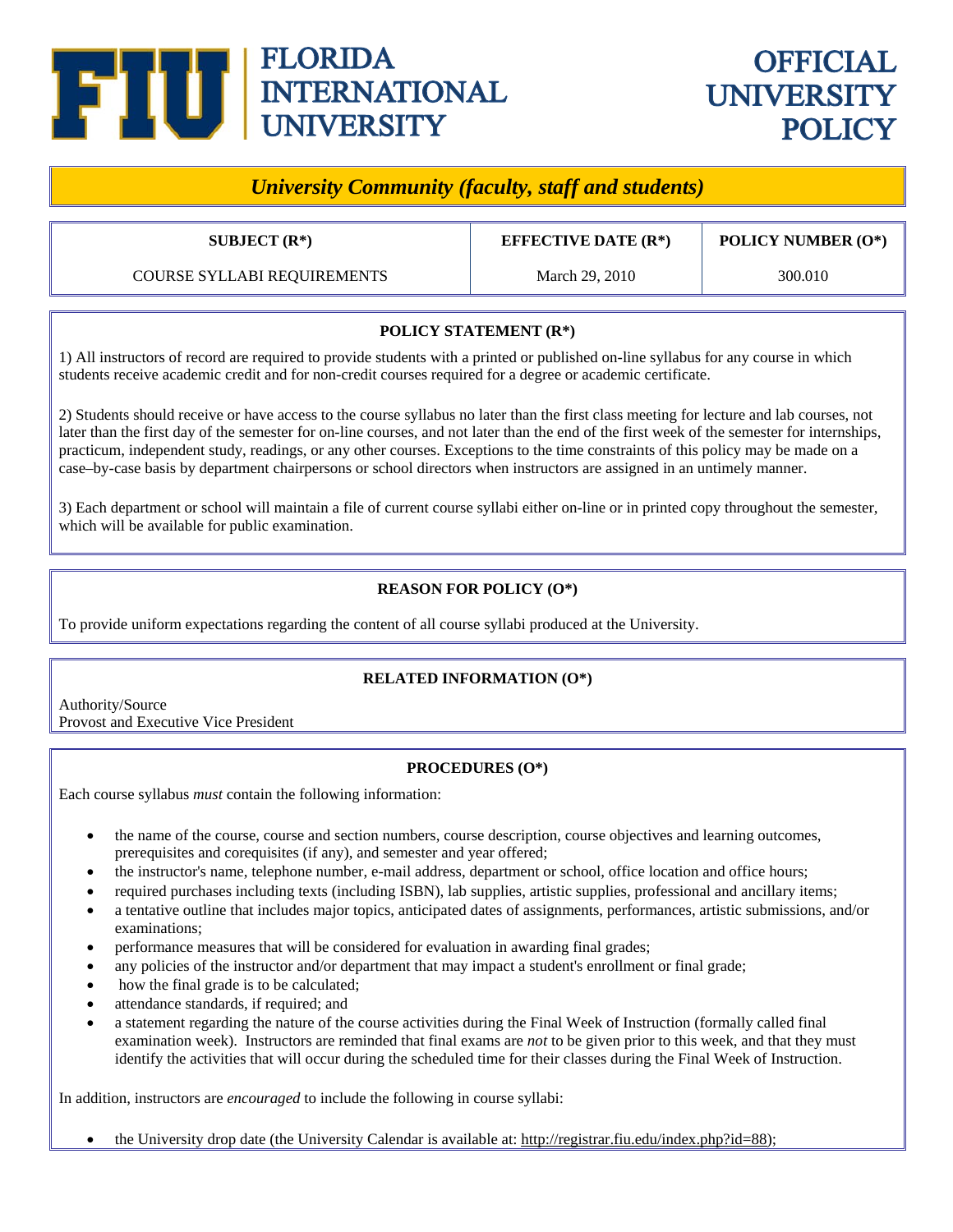# FLORIDA INTERNATIONAL UNIVERSITY

# OFFICIAL UNIVERSITY POLICY

***University Community (faculty, staff and students)***

| SUBJECT (R*) | EFFECTIVE DATE (R*) | POLICY NUMBER (O*) |
|---|---|---|
| COURSE SYLLABI REQUIREMENTS | March 29, 2010 | 300.010 |

## POLICY STATEMENT (R*)

1) All instructors of record are required to provide students with a printed or published on-line syllabus for any course in which students receive academic credit and for non-credit courses required for a degree or academic certificate.

2) Students should receive or have access to the course syllabus no later than the first class meeting for lecture and lab courses, not later than the first day of the semester for on-line courses, and not later than the end of the first week of the semester for internships, practicum, independent study, readings, or any other courses. Exceptions to the time constraints of this policy may be made on a case–by-case basis by department chairpersons or school directors when instructors are assigned in an untimely manner.

3) Each department or school will maintain a file of current course syllabi either on-line or in printed copy throughout the semester, which will be available for public examination.

## REASON FOR POLICY (O*)

To provide uniform expectations regarding the content of all course syllabi produced at the University.

## RELATED INFORMATION (O*)

Authority/Source
Provost and Executive Vice President

## PROCEDURES (O*)

Each course syllabus *must* contain the following information:

- the name of the course, course and section numbers, course description, course objectives and learning outcomes, prerequisites and corequisites (if any), and semester and year offered;
- the instructor's name, telephone number, e-mail address, department or school, office location and office hours;
- required purchases including texts (including ISBN), lab supplies, artistic supplies, professional and ancillary items;
- a tentative outline that includes major topics, anticipated dates of assignments, performances, artistic submissions, and/or examinations;
- performance measures that will be considered for evaluation in awarding final grades;
- any policies of the instructor and/or department that may impact a student's enrollment or final grade;
- how the final grade is to be calculated;
- attendance standards, if required; and
- a statement regarding the nature of the course activities during the Final Week of Instruction (formally called final examination week). Instructors are reminded that final exams are *not* to be given prior to this week, and that they must identify the activities that will occur during the scheduled time for their classes during the Final Week of Instruction.

In addition, instructors are *encouraged* to include the following in course syllabi:

- the University drop date (the University Calendar is available at: http://registrar.fiu.edu/index.php?id=88);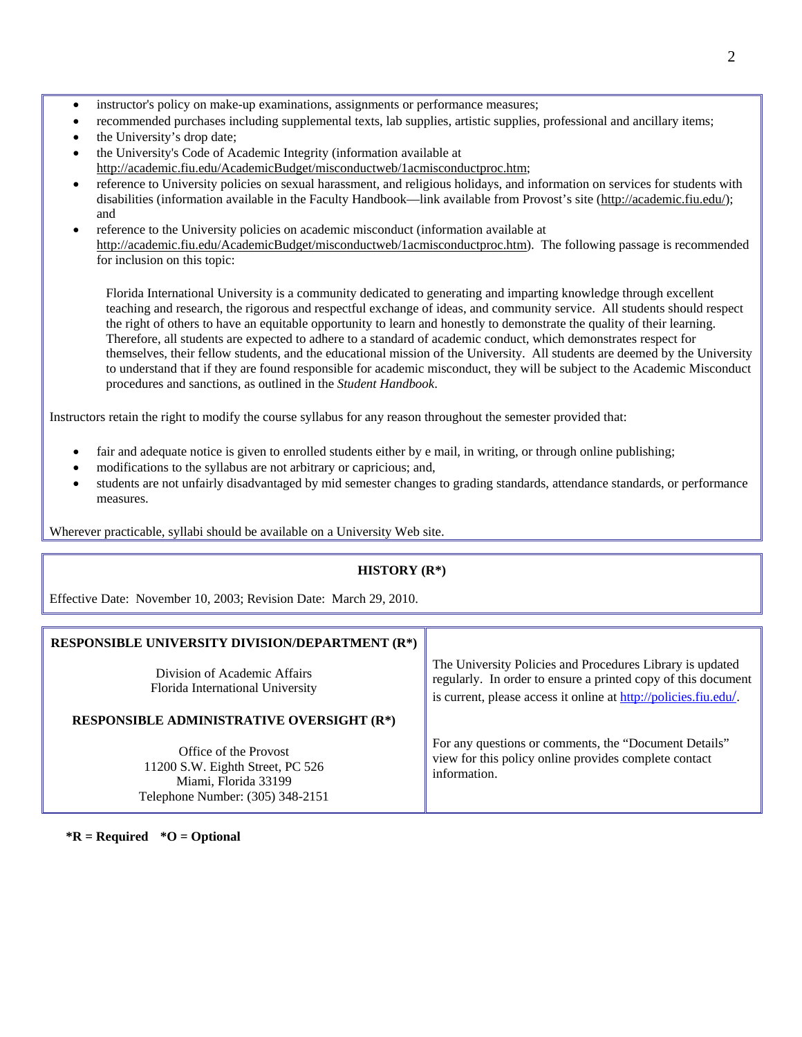- instructor's policy on make-up examinations, assignments or performance measures;
- recommended purchases including supplemental texts, lab supplies, artistic supplies, professional and ancillary items;
- the University's drop date;
- the University's Code of Academic Integrity (information available at http://academic.fiu.edu/AcademicBudget/misconductweb/1acmisconductproc.htm;
- reference to University policies on sexual harassment, and religious holidays, and information on services for students with disabilities (information available in the Faculty Handbook—link available from Provost's site (http://academic.fiu.edu/); and
- reference to the University policies on academic misconduct (information available at http://academic.fiu.edu/AcademicBudget/misconductweb/1acmisconductproc.htm). The following passage is recommended for inclusion on this topic:

> Florida International University is a community dedicated to generating and imparting knowledge through excellent teaching and research, the rigorous and respectful exchange of ideas, and community service. All students should respect the right of others to have an equitable opportunity to learn and honestly to demonstrate the quality of their learning. Therefore, all students are expected to adhere to a standard of academic conduct, which demonstrates respect for themselves, their fellow students, and the educational mission of the University. All students are deemed by the University to understand that if they are found responsible for academic misconduct, they will be subject to the Academic Misconduct procedures and sanctions, as outlined in the *Student Handbook*.

Instructors retain the right to modify the course syllabus for any reason throughout the semester provided that:

- fair and adequate notice is given to enrolled students either by e mail, in writing, or through online publishing;
- modifications to the syllabus are not arbitrary or capricious; and,
- students are not unfairly disadvantaged by mid semester changes to grading standards, attendance standards, or performance measures.

Wherever practicable, syllabi should be available on a University Web site.

**HISTORY (R*)**

Effective Date: November 10, 2003; Revision Date: March 29, 2010.

**RESPONSIBLE UNIVERSITY DIVISION/DEPARTMENT (R*)**

Division of Academic Affairs
Florida International University

**RESPONSIBLE ADMINISTRATIVE OVERSIGHT (R*)**

Office of the Provost
11200 S.W. Eighth Street, PC 526
Miami, Florida 33199
Telephone Number: (305) 348-2151

The University Policies and Procedures Library is updated regularly. In order to ensure a printed copy of this document is current, please access it online at http://policies.fiu.edu/.

For any questions or comments, the "Document Details" view for this policy online provides complete contact information.

**\*R = Required \*O = Optional**